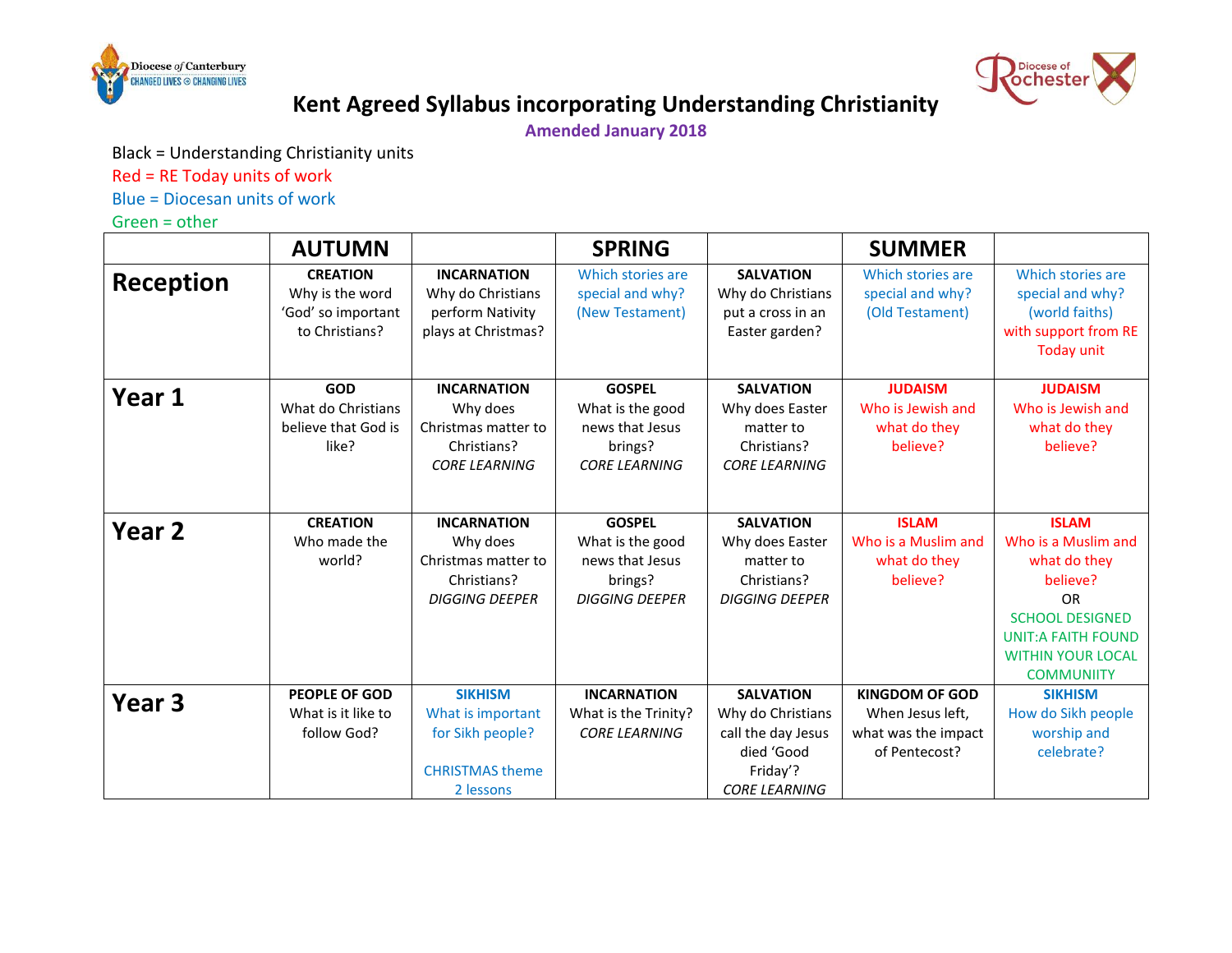Diocese of Canterbury
CHANGED LIVES ⊛ CHANGING LIVES

Diocese of Rochester

# Kent Agreed Syllabus incorporating Understanding Christianity

**Amended January 2018**

Black = Understanding Christianity units
Red = RE Today units of work
Blue = Diocesan units of work
Green = other

| | AUTUMN | | SPRING | | SUMMER | |
|---|---|---|---|---|---|---|
| **Reception** | **CREATION** Why is the word 'God' so important to Christians? | **INCARNATION** Why do Christians perform Nativity plays at Christmas? | Which stories are special and why? (New Testament) | **SALVATION** Why do Christians put a cross in an Easter garden? | Which stories are special and why? (Old Testament) | Which stories are special and why? (world faiths) with support from RE Today unit |
| **Year 1** | **GOD** What do Christians believe that God is like? | **INCARNATION** Why does Christmas matter to Christians? *CORE LEARNING* | **GOSPEL** What is the good news that Jesus brings? *CORE LEARNING* | **SALVATION** Why does Easter matter to Christians? *CORE LEARNING* | **JUDAISM** Who is Jewish and what do they believe? | **JUDAISM** Who is Jewish and what do they believe? |
| **Year 2** | **CREATION** Who made the world? | **INCARNATION** Why does Christmas matter to Christians? *DIGGING DEEPER* | **GOSPEL** What is the good news that Jesus brings? *DIGGING DEEPER* | **SALVATION** Why does Easter matter to Christians? *DIGGING DEEPER* | **ISLAM** Who is a Muslim and what do they believe? | **ISLAM** Who is a Muslim and what do they believe? OR SCHOOL DESIGNED UNIT:A FAITH FOUND WITHIN YOUR LOCAL COMMUNIITY |
| **Year 3** | **PEOPLE OF GOD** What is it like to follow God? | **SIKHISM** What is important for Sikh people? CHRISTMAS theme 2 lessons | **INCARNATION** What is the Trinity? *CORE LEARNING* | **SALVATION** Why do Christians call the day Jesus died 'Good Friday'? *CORE LEARNING* | **KINGDOM OF GOD** When Jesus left, what was the impact of Pentecost? | **SIKHISM** How do Sikh people worship and celebrate? |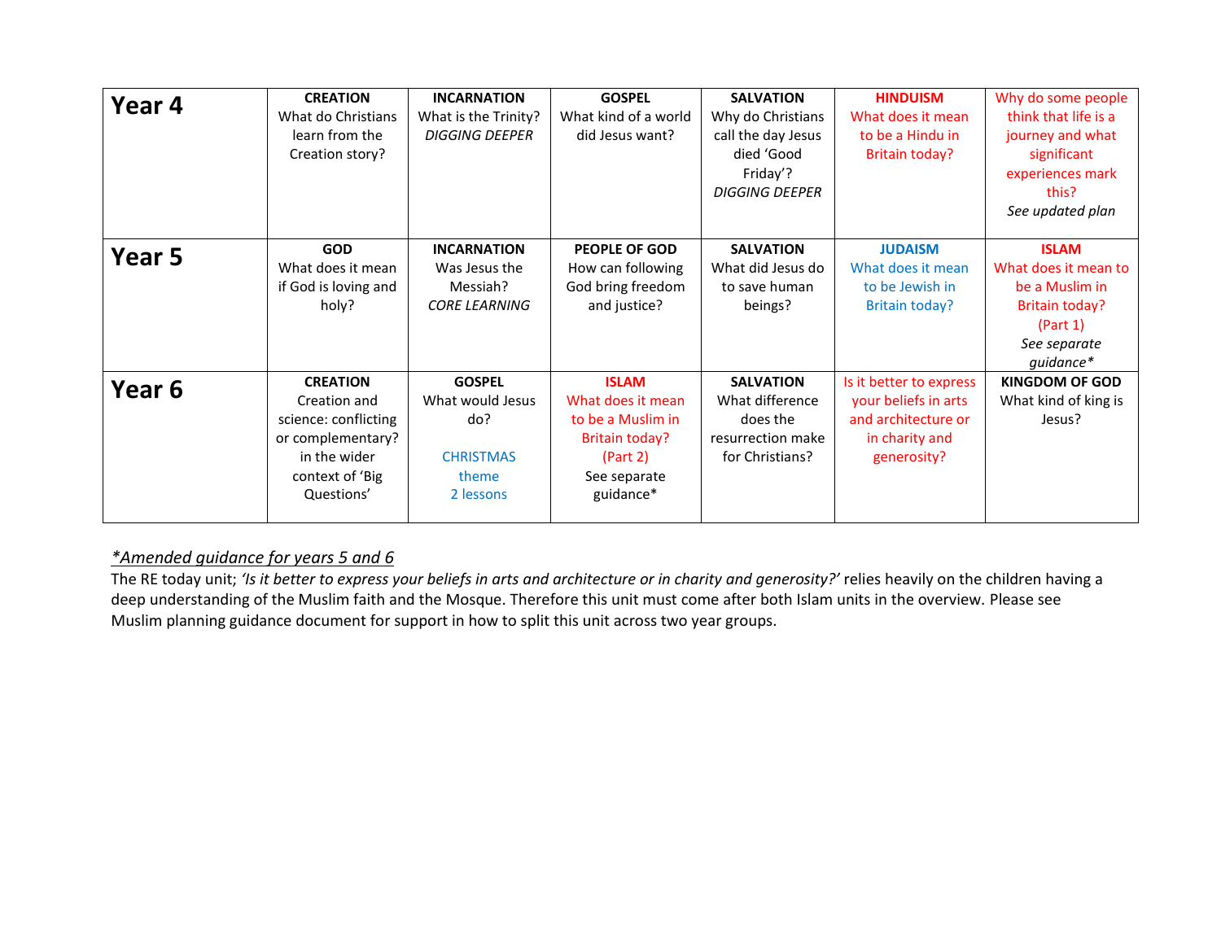| | | | | | | |
|---|---|---|---|---|---|---|
| **Year 4** | **CREATION** What do Christians learn from the Creation story? | **INCARNATION** What is the Trinity? *DIGGING DEEPER* | **GOSPEL** What kind of a world did Jesus want? | **SALVATION** Why do Christians call the day Jesus died 'Good Friday'? *DIGGING DEEPER* | **HINDUISM** What does it mean to be a Hindu in Britain today? | Why do some people think that life is a journey and what significant experiences mark this? *See updated plan* |
| **Year 5** | **GOD** What does it mean if God is loving and holy? | **INCARNATION** Was Jesus the Messiah? *CORE LEARNING* | **PEOPLE OF GOD** How can following God bring freedom and justice? | **SALVATION** What did Jesus do to save human beings? | **JUDAISM** What does it mean to be Jewish in Britain today? | **ISLAM** What does it mean to be a Muslim in Britain today? (Part 1) *See separate guidance** |
| **Year 6** | **CREATION** Creation and science: conflicting or complementary? in the wider context of 'Big Questions' | **GOSPEL** What would Jesus do? CHRISTMAS theme 2 lessons | **ISLAM** What does it mean to be a Muslim in Britain today? (Part 2) See separate guidance* | **SALVATION** What difference does the resurrection make for Christians? | Is it better to express your beliefs in arts and architecture or in charity and generosity? | **KINGDOM OF GOD** What kind of king is Jesus? |

*<u>\*Amended guidance for years 5 and 6</u>*

The RE today unit; *'Is it better to express your beliefs in arts and architecture or in charity and generosity?'* relies heavily on the children having a deep understanding of the Muslim faith and the Mosque. Therefore this unit must come after both Islam units in the overview. Please see Muslim planning guidance document for support in how to split this unit across two year groups.